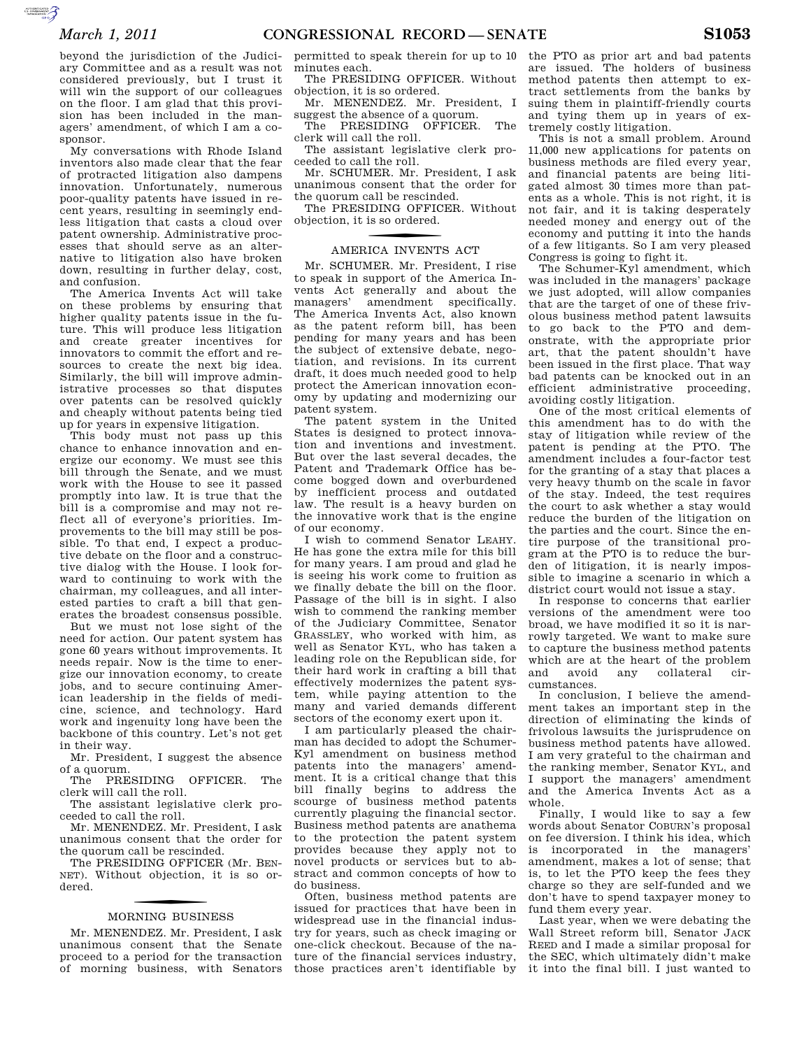beyond the jurisdiction of the Judiciary Committee and as a result was not considered previously, but I trust it will win the support of our colleagues on the floor. I am glad that this provision has been included in the managers' amendment, of which I am a cosponsor.

My conversations with Rhode Island inventors also made clear that the fear of protracted litigation also dampens innovation. Unfortunately, numerous poor-quality patents have issued in recent years, resulting in seemingly endless litigation that casts a cloud over patent ownership. Administrative processes that should serve as an alternative to litigation also have broken down, resulting in further delay, cost, and confusion.

The America Invents Act will take on these problems by ensuring that higher quality patents issue in the future. This will produce less litigation and create greater incentives for innovators to commit the effort and resources to create the next big idea. Similarly, the bill will improve administrative processes so that disputes over patents can be resolved quickly and cheaply without patents being tied up for years in expensive litigation.

This body must not pass up this chance to enhance innovation and energize our economy. We must see this bill through the Senate, and we must work with the House to see it passed promptly into law. It is true that the bill is a compromise and may not reflect all of everyone's priorities. Improvements to the bill may still be possible. To that end, I expect a productive debate on the floor and a constructive dialog with the House. I look forward to continuing to work with the chairman, my colleagues, and all interested parties to craft a bill that generates the broadest consensus possible.

But we must not lose sight of the need for action. Our patent system has gone 60 years without improvements. It needs repair. Now is the time to energize our innovation economy, to create jobs, and to secure continuing American leadership in the fields of medicine, science, and technology. Hard work and ingenuity long have been the backbone of this country. Let's not get in their way.

Mr. President, I suggest the absence of a quorum.

The PRESIDING OFFICER. The clerk will call the roll.

The assistant legislative clerk proceeded to call the roll.

Mr. MENENDEZ. Mr. President, I ask unanimous consent that the order for the quorum call be rescinded.

The PRESIDING OFFICER (Mr. BENNET). Without objection, it is so ordered.

## MORNING BUSINESS

Mr. MENENDEZ. Mr. President, I ask unanimous consent that the Senate proceed to a period for the transaction of morning business, with Senators permitted to speak therein for up to 10 minutes each.

The PRESIDING OFFICER. Without objection, it is so ordered.

Mr. MENENDEZ. Mr. President, I suggest the absence of a quorum.

The PRESIDING OFFICER. The clerk will call the roll.

The assistant legislative clerk proceeded to call the roll.

Mr. SCHUMER. Mr. President, I ask unanimous consent that the order for the quorum call be rescinded.

The PRESIDING OFFICER. Without objection, it is so ordered.

## AMERICA INVENTS ACT

Mr. SCHUMER. Mr. President, I rise to speak in support of the America Invents Act generally and about the managers' amendment specifically. The America Invents Act, also known as the patent reform bill, has been pending for many years and has been the subject of extensive debate, negotiation, and revisions. In its current draft, it does much needed good to help protect the American innovation economy by updating and modernizing our patent system.

The patent system in the United States is designed to protect innovation and inventions and investment. But over the last several decades, the Patent and Trademark Office has become bogged down and overburdened by inefficient process and outdated law. The result is a heavy burden on the innovative work that is the engine of our economy.

I wish to commend Senator LEAHY. He has gone the extra mile for this bill for many years. I am proud and glad he is seeing his work come to fruition as we finally debate the bill on the floor. Passage of the bill is in sight. I also wish to commend the ranking member of the Judiciary Committee, Senator GRASSLEY, who worked with him, as well as Senator KYL, who has taken a leading role on the Republican side, for their hard work in crafting a bill that effectively modernizes the patent system, while paying attention to the many and varied demands different sectors of the economy exert upon it.

I am particularly pleased the chairman has decided to adopt the Schumer-Kyl amendment on business method patents into the managers' amendment. It is a critical change that this bill finally begins to address the scourge of business method patents currently plaguing the financial sector. Business method patents are anathema to the protection the patent system provides because they apply not to novel products or services but to abstract and common concepts of how to do business.

Often, business method patents are issued for practices that have been in widespread use in the financial industry for years, such as check imaging or one-click checkout. Because of the nature of the financial services industry, those practices aren't identifiable by the PTO as prior art and bad patents are issued. The holders of business method patents then attempt to extract settlements from the banks by suing them in plaintiff-friendly courts and tying them up in years of extremely costly litigation.

This is not a small problem. Around 11,000 new applications for patents on business methods are filed every year, and financial patents are being litigated almost 30 times more than patents as a whole. This is not right, it is not fair, and it is taking desperately needed money and energy out of the economy and putting it into the hands of a few litigants. So I am very pleased Congress is going to fight it.

The Schumer-Kyl amendment, which was included in the managers' package we just adopted, will allow companies that are the target of one of these frivolous business method patent lawsuits to go back to the PTO and demonstrate, with the appropriate prior art, that the patent shouldn't have been issued in the first place. That way bad patents can be knocked out in an efficient administrative proceeding, avoiding costly litigation.

One of the most critical elements of this amendment has to do with the stay of litigation while review of the patent is pending at the PTO. The amendment includes a four-factor test for the granting of a stay that places a very heavy thumb on the scale in favor of the stay. Indeed, the test requires the court to ask whether a stay would reduce the burden of the litigation on the parties and the court. Since the entire purpose of the transitional program at the PTO is to reduce the burden of litigation, it is nearly impossible to imagine a scenario in which a district court would not issue a stay.

In response to concerns that earlier versions of the amendment were too broad, we have modified it so it is narrowly targeted. We want to make sure to capture the business method patents which are at the heart of the problem and avoid any collateral circumstances.

In conclusion, I believe the amendment takes an important step in the direction of eliminating the kinds of frivolous lawsuits the jurisprudence on business method patents have allowed. I am very grateful to the chairman and the ranking member, Senator KYL, and I support the managers' amendment and the America Invents Act as a whole.

Finally, I would like to say a few words about Senator COBURN's proposal on fee diversion. I think his idea, which is incorporated in the managers' amendment, makes a lot of sense; that is, to let the PTO keep the fees they charge so they are self-funded and we don't have to spend taxpayer money to fund them every year.

Last year, when we were debating the Wall Street reform bill, Senator JACK REED and I made a similar proposal for the SEC, which ultimately didn't make it into the final bill. I just wanted to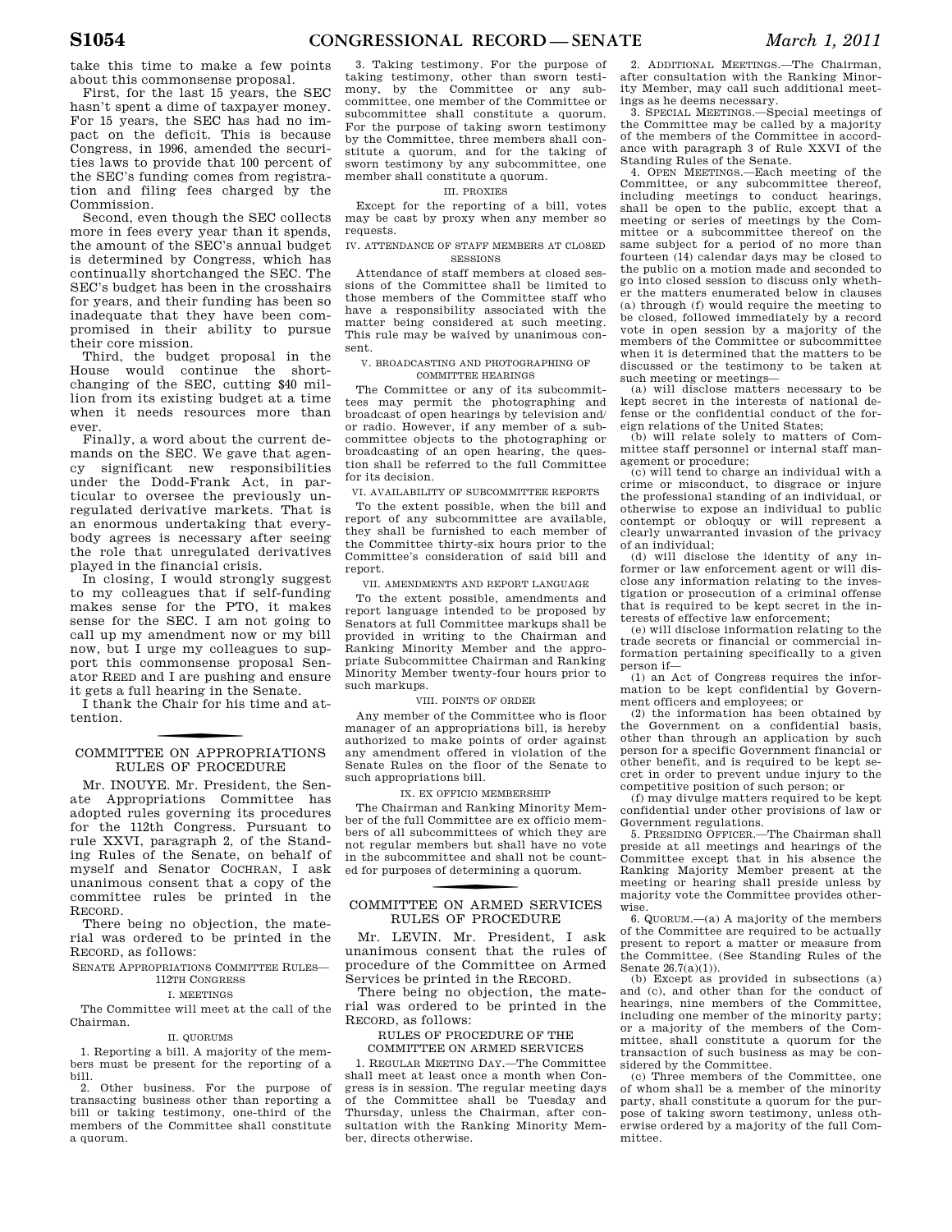take this time to make a few points about this commonsense proposal.

First, for the last 15 years, the SEC hasn't spent a dime of taxpayer money. For 15 years, the SEC has had no impact on the deficit. This is because Congress, in 1996, amended the securities laws to provide that 100 percent of the SEC's funding comes from registration and filing fees charged by the Commission.

Second, even though the SEC collects more in fees every year than it spends, the amount of the SEC's annual budget is determined by Congress, which has continually shortchanged the SEC. The SEC's budget has been in the crosshairs for years, and their funding has been so inadequate that they have been compromised in their ability to pursue their core mission.

Third, the budget proposal in the House would continue the shortchanging of the SEC, cutting $40 million from its existing budget at a time when it needs resources more than ever.

Finally, a word about the current demands on the SEC. We gave that agency significant new responsibilities under the Dodd-Frank Act, in particular to oversee the previously unregulated derivative markets. That is an enormous undertaking that everybody agrees is necessary after seeing the role that unregulated derivatives played in the financial crisis.

In closing, I would strongly suggest to my colleagues that if self-funding makes sense for the PTO, it makes sense for the SEC. I am not going to call up my amendment now or my bill now, but I urge my colleagues to support this commonsense proposal Senator REED and I are pushing and ensure it gets a full hearing in the Senate.

I thank the Chair for his time and attention.

## COMMITTEE ON APPROPRIATIONS RULES OF PROCEDURE

Mr. INOUYE. Mr. President, the Senate Appropriations Committee has adopted rules governing its procedures for the 112th Congress. Pursuant to rule XXVI, paragraph 2, of the Standing Rules of the Senate, on behalf of myself and Senator COCHRAN, I ask unanimous consent that a copy of the committee rules be printed in the RECORD.

There being no objection, the material was ordered to be printed in the RECORD, as follows:

SENATE APPROPRIATIONS COMMITTEE RULES—112TH CONGRESS

I. MEETINGS

The Committee will meet at the call of the Chairman.

II. QUORUMS

1. Reporting a bill. A majority of the members must be present for the reporting of a bill.

2. Other business. For the purpose of transacting business other than reporting a bill or taking testimony, one-third of the members of the Committee shall constitute a quorum.

3. Taking testimony. For the purpose of taking testimony, other than sworn testimony, by the Committee or any subcommittee, one member of the Committee or subcommittee shall constitute a quorum. For the purpose of taking sworn testimony by the Committee, three members shall constitute a quorum, and for the taking of sworn testimony by any subcommittee, one member shall constitute a quorum.

III. PROXIES

Except for the reporting of a bill, votes may be cast by proxy when any member so requests.

IV. ATTENDANCE OF STAFF MEMBERS AT CLOSED SESSIONS

Attendance of staff members at closed sessions of the Committee shall be limited to those members of the Committee staff who have a responsibility associated with the matter being considered at such meeting. This rule may be waived by unanimous consent.

V. BROADCASTING AND PHOTOGRAPHING OF COMMITTEE HEARINGS

The Committee or any of its subcommittees may permit the photographing and broadcast of open hearings by television and/or radio. However, if any member of a subcommittee objects to the photographing or broadcasting of an open hearing, the question shall be referred to the full Committee for its decision.

VI. AVAILABILITY OF SUBCOMMITTEE REPORTS

To the extent possible, when the bill and report of any subcommittee are available, they shall be furnished to each member of the Committee thirty-six hours prior to the Committee's consideration of said bill and report.

VII. AMENDMENTS AND REPORT LANGUAGE

To the extent possible, amendments and report language intended to be proposed by Senators at full Committee markups shall be provided in writing to the Chairman and Ranking Minority Member and the appropriate Subcommittee Chairman and Ranking Minority Member twenty-four hours prior to such markups.

VIII. POINTS OF ORDER

Any member of the Committee who is floor manager of an appropriations bill, is hereby authorized to make points of order against any amendment offered in violation of the Senate Rules on the floor of the Senate to such appropriations bill.

IX. EX OFFICIO MEMBERSHIP

The Chairman and Ranking Minority Member of the full Committee are ex officio members of all subcommittees of which they are not regular members but shall have no vote in the subcommittee and shall not be counted for purposes of determining a quorum.

## COMMITTEE ON ARMED SERVICES RULES OF PROCEDURE

Mr. LEVIN. Mr. President, I ask unanimous consent that the rules of procedure of the Committee on Armed Services be printed in the RECORD.

There being no objection, the material was ordered to be printed in the RECORD, as follows:

RULES OF PROCEDURE OF THE COMMITTEE ON ARMED SERVICES

1. REGULAR MEETING DAY.—The Committee shall meet at least once a month when Congress is in session. The regular meeting days of the Committee shall be Tuesday and Thursday, unless the Chairman, after consultation with the Ranking Minority Member, directs otherwise.

2. ADDITIONAL MEETINGS.—The Chairman, after consultation with the Ranking Minority Member, may call such additional meetings as he deems necessary.

3. SPECIAL MEETINGS.—Special meetings of the Committee may be called by a majority of the members of the Committee in accordance with paragraph 3 of Rule XXVI of the Standing Rules of the Senate.

4. OPEN MEETINGS.—Each meeting of the Committee, or any subcommittee thereof, including meetings to conduct hearings, shall be open to the public, except that a meeting or series of meetings by the Committee or a subcommittee thereof on the same subject for a period of no more than fourteen (14) calendar days may be closed to the public on a motion made and seconded to go into closed session to discuss only whether the matters enumerated below in clauses (a) through (f) would require the meeting to be closed, followed immediately by a record vote in open session by a majority of the members of the Committee or subcommittee when it is determined that the matters to be discussed or the testimony to be taken at such meeting or meetings—

(a) will disclose matters necessary to be kept secret in the interests of national defense or the confidential conduct of the foreign relations of the United States;

(b) will relate solely to matters of Committee staff personnel or internal staff management or procedure;

(c) will tend to charge an individual with a crime or misconduct, to disgrace or injure the professional standing of an individual, or otherwise to expose an individual to public contempt or obloquy or will represent a clearly unwarranted invasion of the privacy of an individual;

(d) will disclose the identity of any informer or law enforcement agent or will disclose any information relating to the investigation or prosecution of a criminal offense that is required to be kept secret in the interests of effective law enforcement;

(e) will disclose information relating to the trade secrets or financial or commercial information pertaining specifically to a given person if—

(1) an Act of Congress requires the information to be kept confidential by Government officers and employees; or

(2) the information has been obtained by the Government on a confidential basis, other than through an application by such person for a specific Government financial or other benefit, and is required to be kept secret in order to prevent undue injury to the competitive position of such person; or

(f) may divulge matters required to be kept confidential under other provisions of law or Government regulations.

5. PRESIDING OFFICER.—The Chairman shall preside at all meetings and hearings of the Committee except that in his absence the Ranking Majority Member present at the meeting or hearing shall preside unless by majority vote the Committee provides otherwise.

6. QUORUM.—(a) A majority of the members of the Committee are required to be actually present to report a matter or measure from the Committee. (See Standing Rules of the Senate 26.7(a)(1)).

(b) Except as provided in subsections (a) and (c), and other than for the conduct of hearings, nine members of the Committee, including one member of the minority party; or a majority of the members of the Committee, shall constitute a quorum for the transaction of such business as may be considered by the Committee.

(c) Three members of the Committee, one of whom shall be a member of the minority party, shall constitute a quorum for the purpose of taking sworn testimony, unless otherwise ordered by a majority of the full Committee.